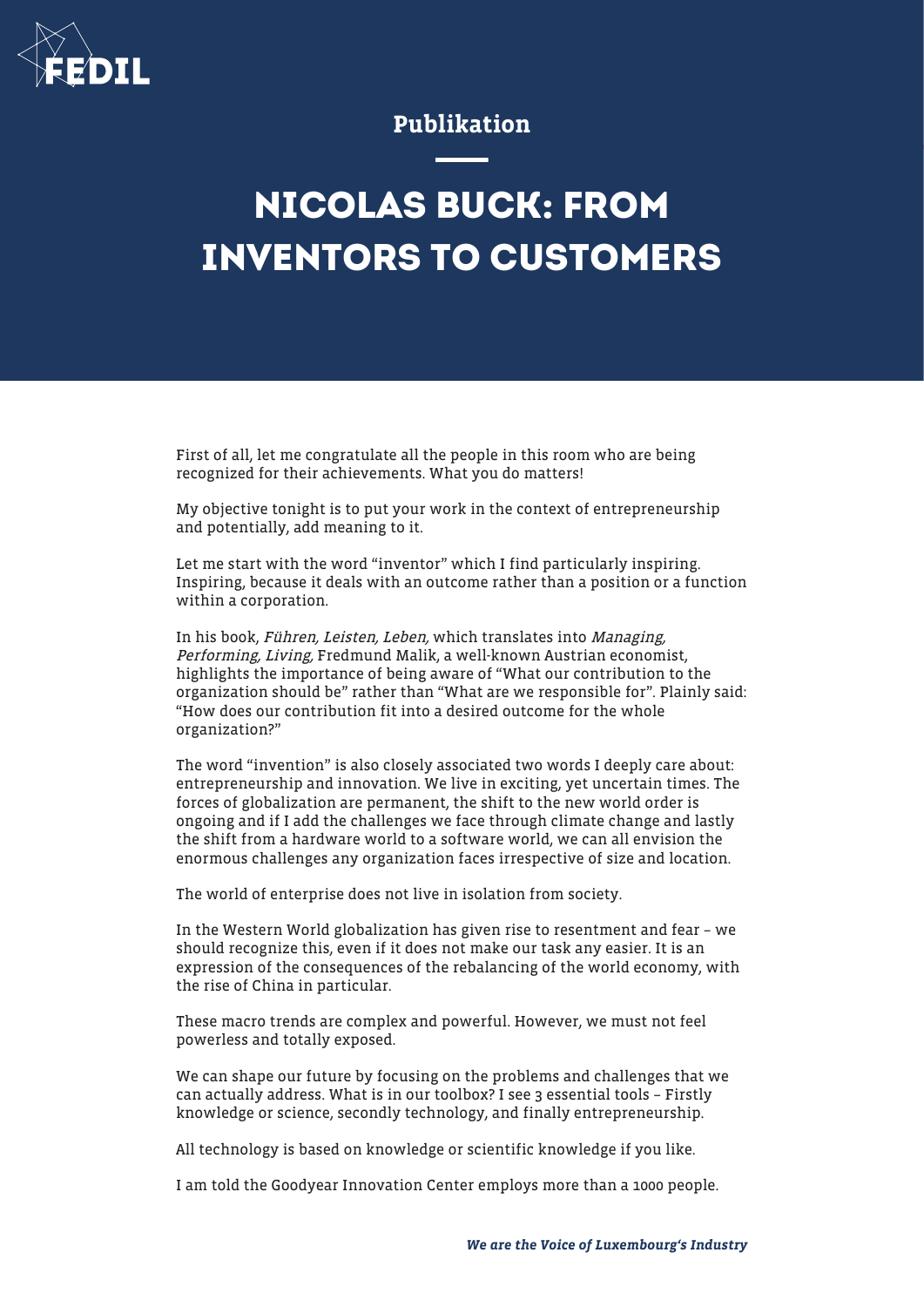Publikation

# NICOLAS BUCK: FROM INVENTORS TO CUSTOMERS

First of all, let me congratulate all the people in this room who are being recognized for their achievements. What you do matters!

My objective tonight is to put your work in the context of entrepreneurship and potentially, add meaning to it.

Let me start with the word "inventor" which I find particularly inspiring. Inspiring, because it deals with an outcome rather than a position or a function within a corporation.

In his book, *Führen, Leisten, Leben,* which translates into *Managing, Performing, Living,* Fredmund Malik, a well-known Austrian economist, highlights the importance of being aware of "What our contribution to the organization should be" rather than "What are we responsible for". Plainly said: "How does our contribution fit into a desired outcome for the whole organization?"

The word "invention" is also closely associated two words I deeply care about: entrepreneurship and innovation. We live in exciting, yet uncertain times. The forces of globalization are permanent, the shift to the new world order is ongoing and if I add the challenges we face through climate change and lastly the shift from a hardware world to a software world, we can all envision the enormous challenges any organization faces irrespective of size and location.

The world of enterprise does not live in isolation from society.

In the Western World globalization has given rise to resentment and fear – we should recognize this, even if it does not make our task any easier. It is an expression of the consequences of the rebalancing of the world economy, with the rise of China in particular.

These macro trends are complex and powerful. However, we must not feel powerless and totally exposed.

We can shape our future by focusing on the problems and challenges that we can actually address. What is in our toolbox? I see 3 essential tools – Firstly knowledge or science, secondly technology, and finally entrepreneurship.

All technology is based on knowledge or scientific knowledge if you like.

I am told the Goodyear Innovation Center employs more than a 1000 people.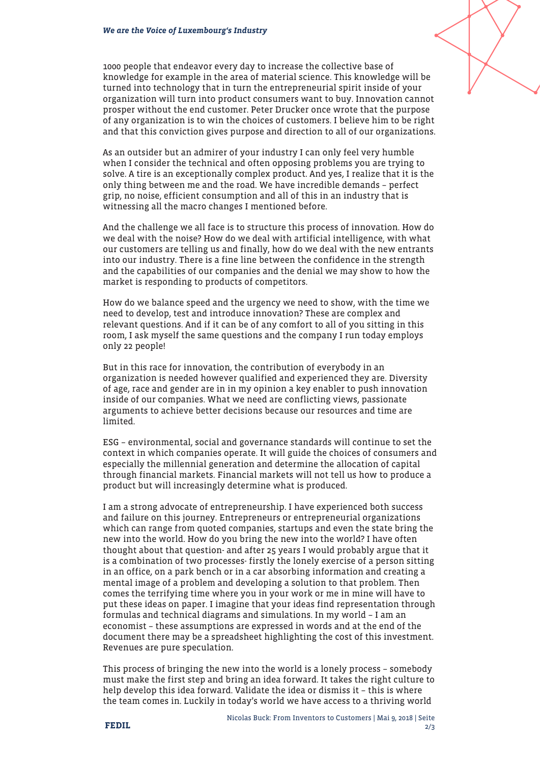1000 people that endeavor every day to increase the collective base of knowledge for example in the area of material science. This knowledge will be turned into technology that in turn the entrepreneurial spirit inside of your organization will turn into product consumers want to buy. Innovation cannot prosper without the end customer. Peter Drucker once wrote that the purpose of any organization is to win the choices of customers. I believe him to be right and that this conviction gives purpose and direction to all of our organizations.

As an outsider but an admirer of your industry I can only feel very humble when I consider the technical and often opposing problems you are trying to solve. A tire is an exceptionally complex product. And yes, I realize that it is the only thing between me and the road. We have incredible demands – perfect grip, no noise, efficient consumption and all of this in an industry that is witnessing all the macro changes I mentioned before.

And the challenge we all face is to structure this process of innovation. How do we deal with the noise? How do we deal with artificial intelligence, with what our customers are telling us and finally, how do we deal with the new entrants into our industry. There is a fine line between the confidence in the strength and the capabilities of our companies and the denial we may show to how the market is responding to products of competitors.

How do we balance speed and the urgency we need to show, with the time we need to develop, test and introduce innovation? These are complex and relevant questions. And if it can be of any comfort to all of you sitting in this room, I ask myself the same questions and the company I run today employs only 22 people!

But in this race for innovation, the contribution of everybody in an organization is needed however qualified and experienced they are. Diversity of age, race and gender are in in my opinion a key enabler to push innovation inside of our companies. What we need are conflicting views, passionate arguments to achieve better decisions because our resources and time are limited.

ESG – environmental, social and governance standards will continue to set the context in which companies operate. It will guide the choices of consumers and especially the millennial generation and determine the allocation of capital through financial markets. Financial markets will not tell us how to produce a product but will increasingly determine what is produced.

I am a strong advocate of entrepreneurship. I have experienced both success and failure on this journey. Entrepreneurs or entrepreneurial organizations which can range from quoted companies, startups and even the state bring the new into the world. How do you bring the new into the world? I have often thought about that question- and after 25 years I would probably argue that it is a combination of two processes- firstly the lonely exercise of a person sitting in an office, on a park bench or in a car absorbing information and creating a mental image of a problem and developing a solution to that problem. Then comes the terrifying time where you in your work or me in mine will have to put these ideas on paper. I imagine that your ideas find representation through formulas and technical diagrams and simulations. In my world – I am an economist – these assumptions are expressed in words and at the end of the document there may be a spreadsheet highlighting the cost of this investment. Revenues are pure speculation.

This process of bringing the new into the world is a lonely process – somebody must make the first step and bring an idea forward. It takes the right culture to help develop this idea forward. Validate the idea or dismiss it – this is where the team comes in. Luckily in today's world we have access to a thriving world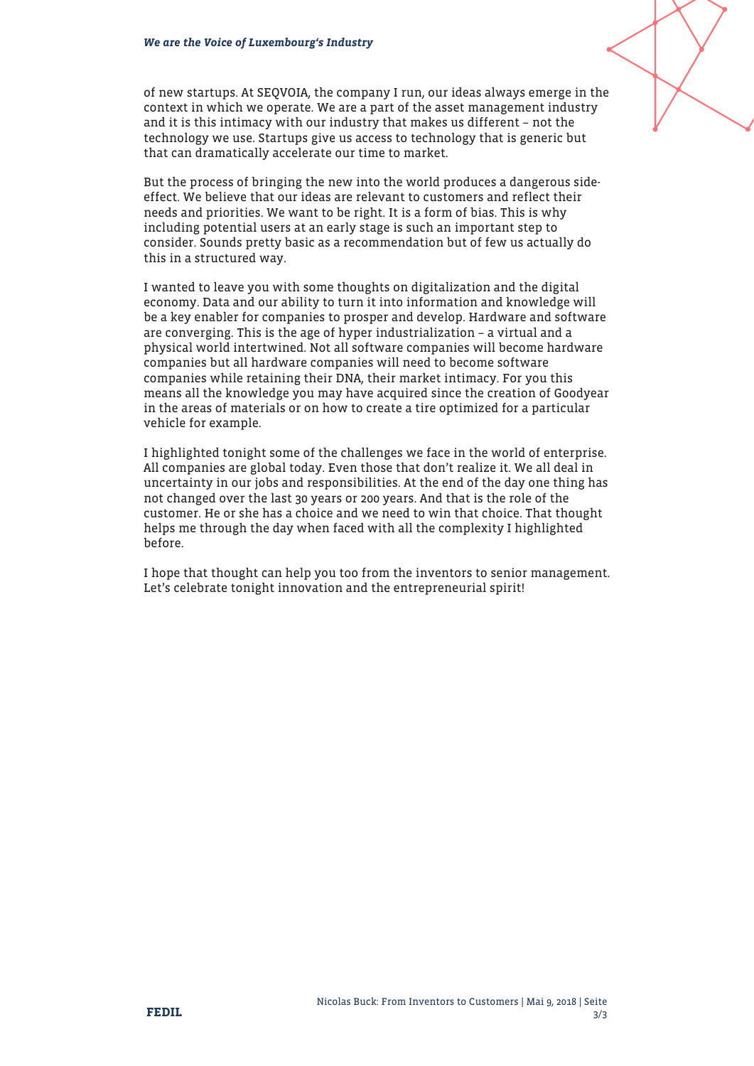of new startups. At SEQVOIA, the company I run, our ideas always emerge in the context in which we operate. We are a part of the asset management industry and it is this intimacy with our industry that makes us different – not the technology we use. Startups give us access to technology that is generic but that can dramatically accelerate our time to market.

But the process of bringing the new into the world produces a dangerous side-effect. We believe that our ideas are relevant to customers and reflect their needs and priorities. We want to be right. It is a form of bias. This is why including potential users at an early stage is such an important step to consider. Sounds pretty basic as a recommendation but of few us actually do this in a structured way.

I wanted to leave you with some thoughts on digitalization and the digital economy. Data and our ability to turn it into information and knowledge will be a key enabler for companies to prosper and develop. Hardware and software are converging. This is the age of hyper industrialization – a virtual and a physical world intertwined. Not all software companies will become hardware companies but all hardware companies will need to become software companies while retaining their DNA, their market intimacy. For you this means all the knowledge you may have acquired since the creation of Goodyear in the areas of materials or on how to create a tire optimized for a particular vehicle for example.

I highlighted tonight some of the challenges we face in the world of enterprise. All companies are global today. Even those that don't realize it. We all deal in uncertainty in our jobs and responsibilities. At the end of the day one thing has not changed over the last 30 years or 200 years. And that is the role of the customer. He or she has a choice and we need to win that choice. That thought helps me through the day when faced with all the complexity I highlighted before.

I hope that thought can help you too from the inventors to senior management. Let's celebrate tonight innovation and the entrepreneurial spirit!